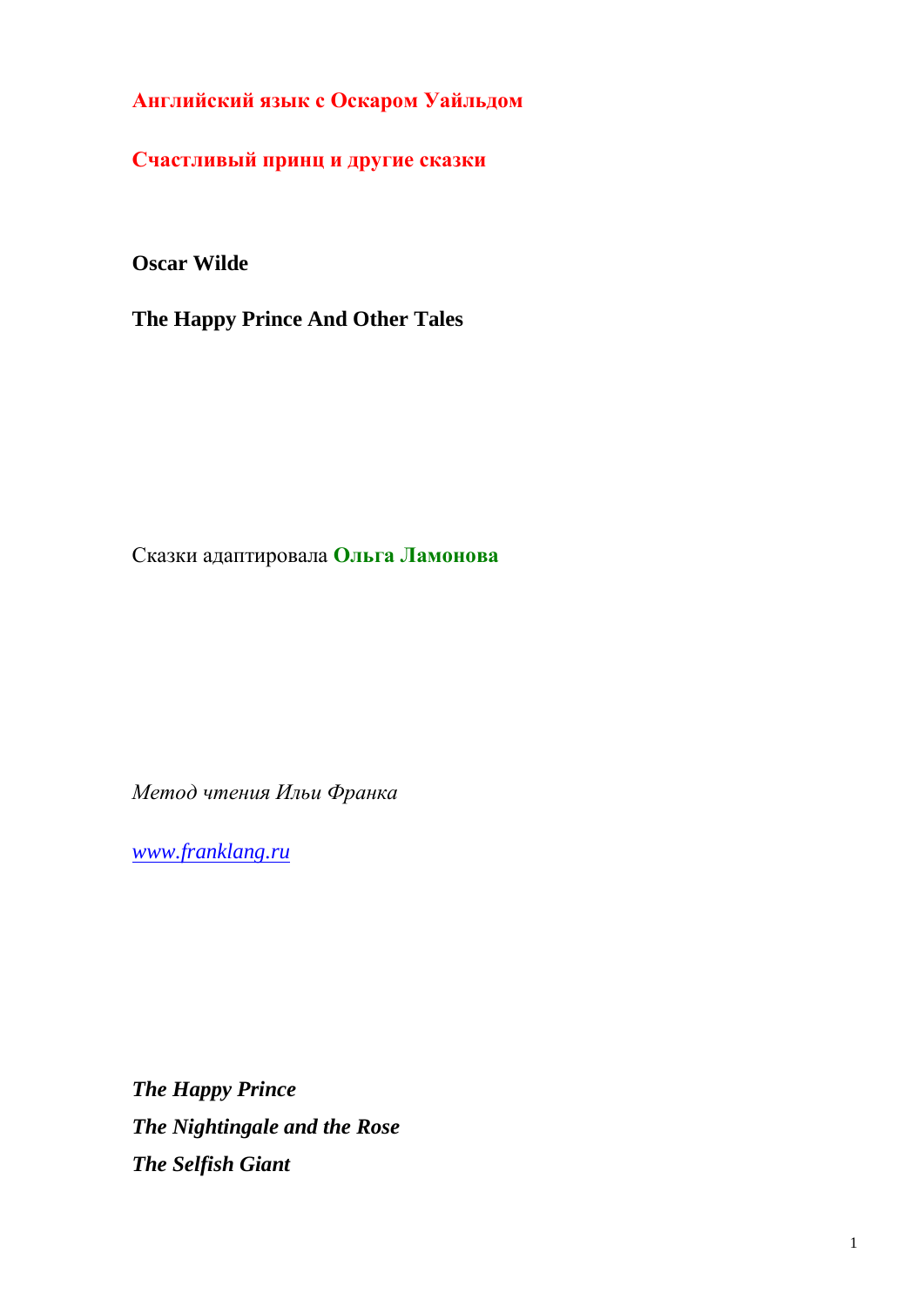# Английский язык с Оскаром Уайльдом

## Счастливый принц и другие сказки

**Oscar Wilde**

**The Happy Prince And Other Tales**

Сказки адаптировала **Ольга Ламонова**

*Метод чтения Ильи Франка*

*www.franklang.ru*

***The Happy Prince***
***The Nightingale and the Rose***
***The Selfish Giant***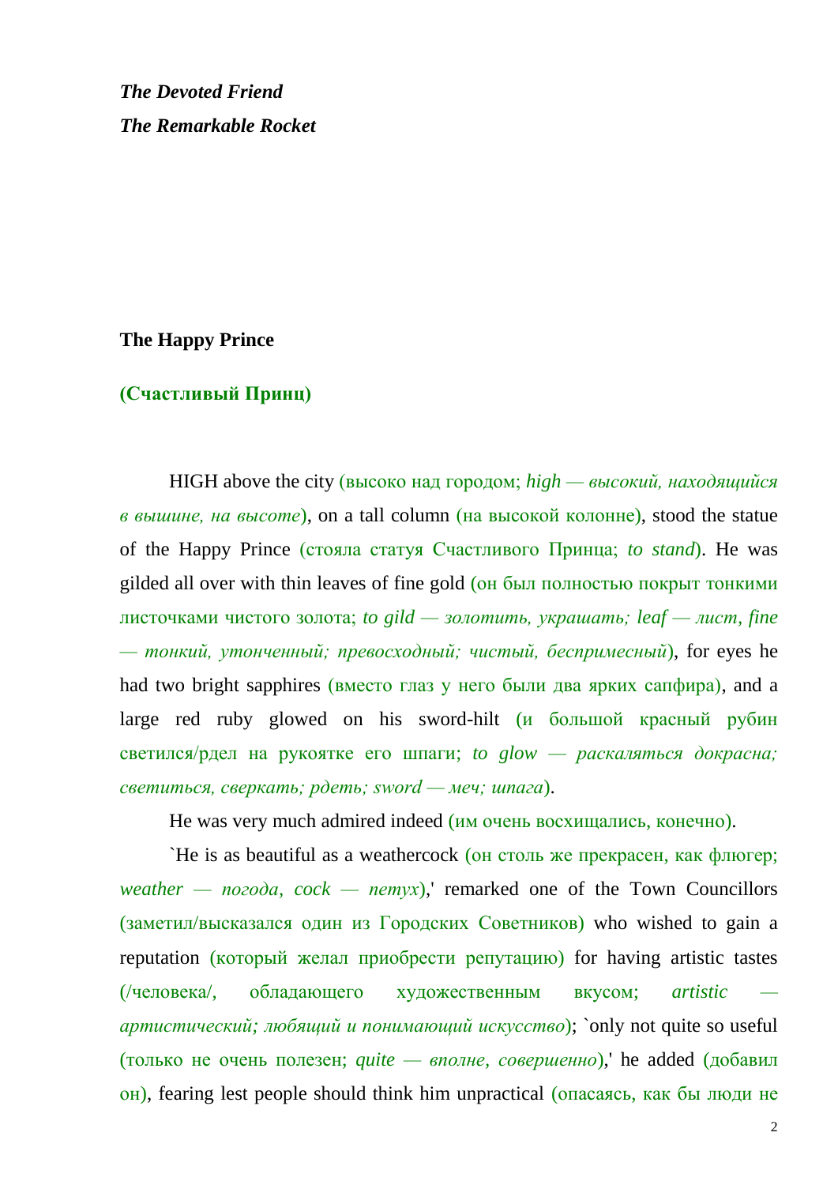***The Devoted Friend***

***The Remarkable Rocket***

## The Happy Prince

## (Счастливый Принц)

HIGH above the city (высоко над городом; *high — высокий, находящийся в вышине, на высоте*), on a tall column (на высокой колонне), stood the statue of the Happy Prince (стояла статуя Счастливого Принца; *to stand*). He was gilded all over with thin leaves of fine gold (он был полностью покрыт тонкими листочками чистого золота; *to gild — золотить, украшать; leaf — лист, fine — тонкий, утонченный; превосходный; чистый, беспримесный*), for eyes he had two bright sapphires (вместо глаз у него были два ярких сапфира), and a large red ruby glowed on his sword-hilt (и большой красный рубин светился/рдел на рукоятке его шпаги; *to glow — раскаляться докрасна; светиться, сверкать; рдеть; sword — меч; шпага*).

He was very much admired indeed (им очень восхищались, конечно).

`He is as beautiful as a weathercock (он столь же прекрасен, как флюгер; *weather — погода, cock — петух*),' remarked one of the Town Councillors (заметил/высказался один из Городских Советников) who wished to gain a reputation (который желал приобрести репутацию) for having artistic tastes (/человека/, обладающего художественным вкусом; *artistic — артистический; любящий и понимающий искусство*); `only not quite so useful (только не очень полезен; *quite — вполне, совершенно*),' he added (добавил он), fearing lest people should think him unpractical (опасаясь, как бы люди не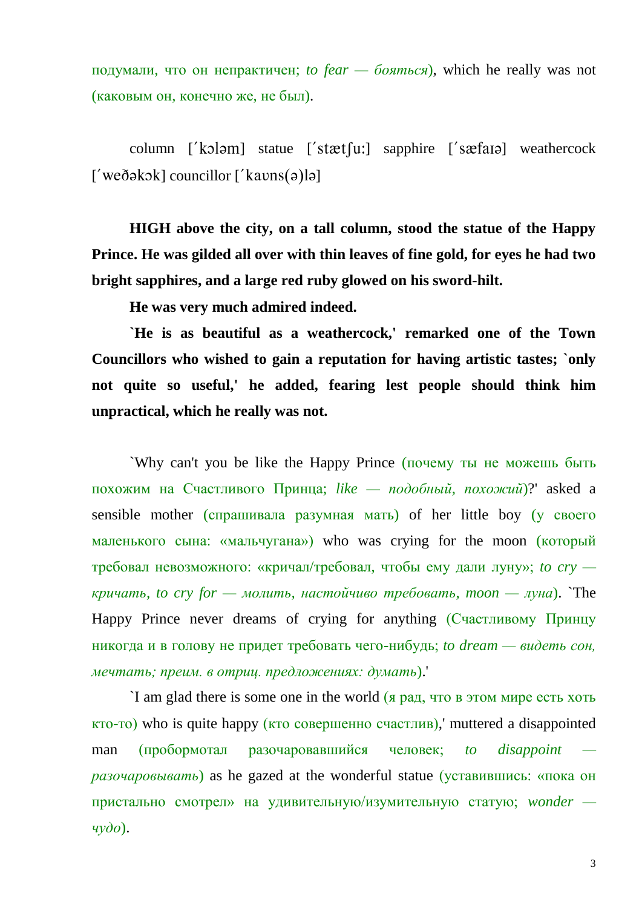подумали, что он непрактичен; *to fear — бояться*), which he really was not (каковым он, конечно же, не был).

column [ˊkɔləm] statue [ˊstætʃu:] sapphire [ˊsæfaɪə] weathercock [ˊweðəkɔk] councillor [ˊkaʊns(ə)lə]

**HIGH above the city, on a tall column, stood the statue of the Happy Prince. He was gilded all over with thin leaves of fine gold, for eyes he had two bright sapphires, and a large red ruby glowed on his sword-hilt.**

**He was very much admired indeed.**

**`He is as beautiful as a weathercock,' remarked one of the Town Councillors who wished to gain a reputation for having artistic tastes; `only not quite so useful,' he added, fearing lest people should think him unpractical, which he really was not.**

`Why can't you be like the Happy Prince (почему ты не можешь быть похожим на Счастливого Принца; *like — подобный, похожий*)?' asked a sensible mother (спрашивала разумная мать) of her little boy (у своего маленького сына: «мальчугана») who was crying for the moon (который требовал невозможного: «кричал/требовал, чтобы ему дали луну»; *to cry — кричать, to cry for — молить, настойчиво требовать, moon — луна*). `The Happy Prince never dreams of crying for anything (Счастливому Принцу никогда и в голову не придет требовать чего-нибудь; *to dream — видеть сон, мечтать; преим. в отриц. предложениях: думать*).'

`I am glad there is some one in the world (я рад, что в этом мире есть хоть кто-то) who is quite happy (кто совершенно счастлив),' muttered a disappointed man (пробормотал разочаровавшийся человек; *to disappoint — разочаровывать*) as he gazed at the wonderful statue (уставившись: «пока он пристально смотрел» на удивительную/изумительную статую; *wonder — чудо*).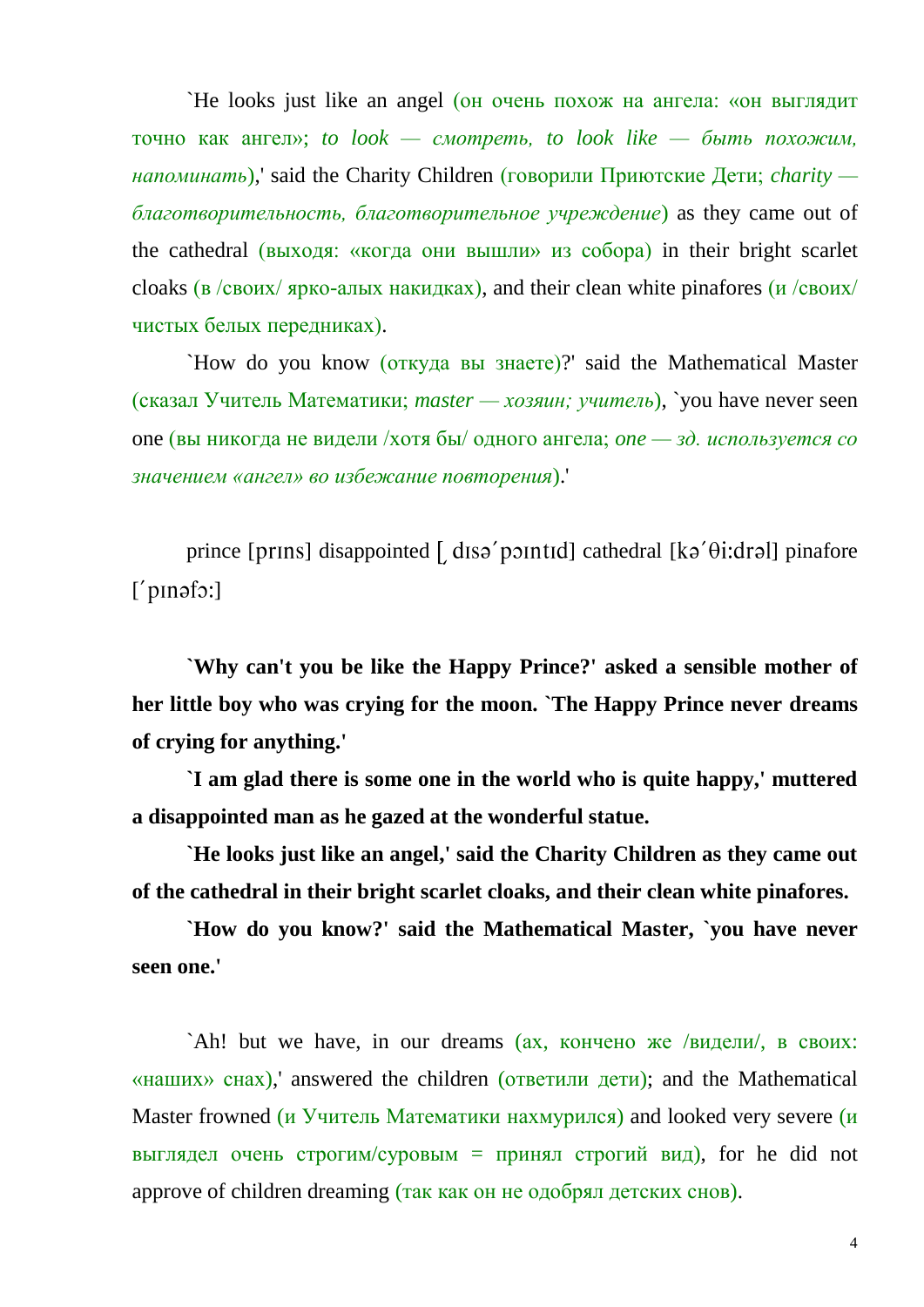`He looks just like an angel (он очень похож на ангела: «он выглядит точно как ангел»; *to look — смотреть, to look like — быть похожим, напоминать*),' said the Charity Children (говорили Приютские Дети; *charity — благотворительность, благотворительное учреждение*) as they came out of the cathedral (выходя: «когда они вышли» из собора) in their bright scarlet cloaks (в /своих/ ярко-алых накидках), and their clean white pinafores (и /своих/ чистых белых передниках).

`How do you know (откуда вы знаете)?' said the Mathematical Master (сказал Учитель Математики; *master — хозяин; учитель*), `you have never seen one (вы никогда не видели /хотя бы/ одного ангела; *one — зд. используется со значением «ангел» во избежание повторения*).'

prince [prɪns] disappointed [ˌdɪsəˈpɔɪntɪd] cathedral [kəˈθi:drəl] pinafore [ˈpɪnəfɔ:]

**`Why can't you be like the Happy Prince?' asked a sensible mother of her little boy who was crying for the moon. `The Happy Prince never dreams of crying for anything.'**

**`I am glad there is some one in the world who is quite happy,' muttered a disappointed man as he gazed at the wonderful statue.**

**`He looks just like an angel,' said the Charity Children as they came out of the cathedral in their bright scarlet cloaks, and their clean white pinafores.**

**`How do you know?' said the Mathematical Master, `you have never seen one.'**

`Ah! but we have, in our dreams (ах, кончено же /видели/, в своих: «наших» снах),' answered the children (ответили дети); and the Mathematical Master frowned (и Учитель Математики нахмурился) and looked very severe (и выглядел очень строгим/суровым = принял строгий вид), for he did not approve of children dreaming (так как он не одобрял детских снов).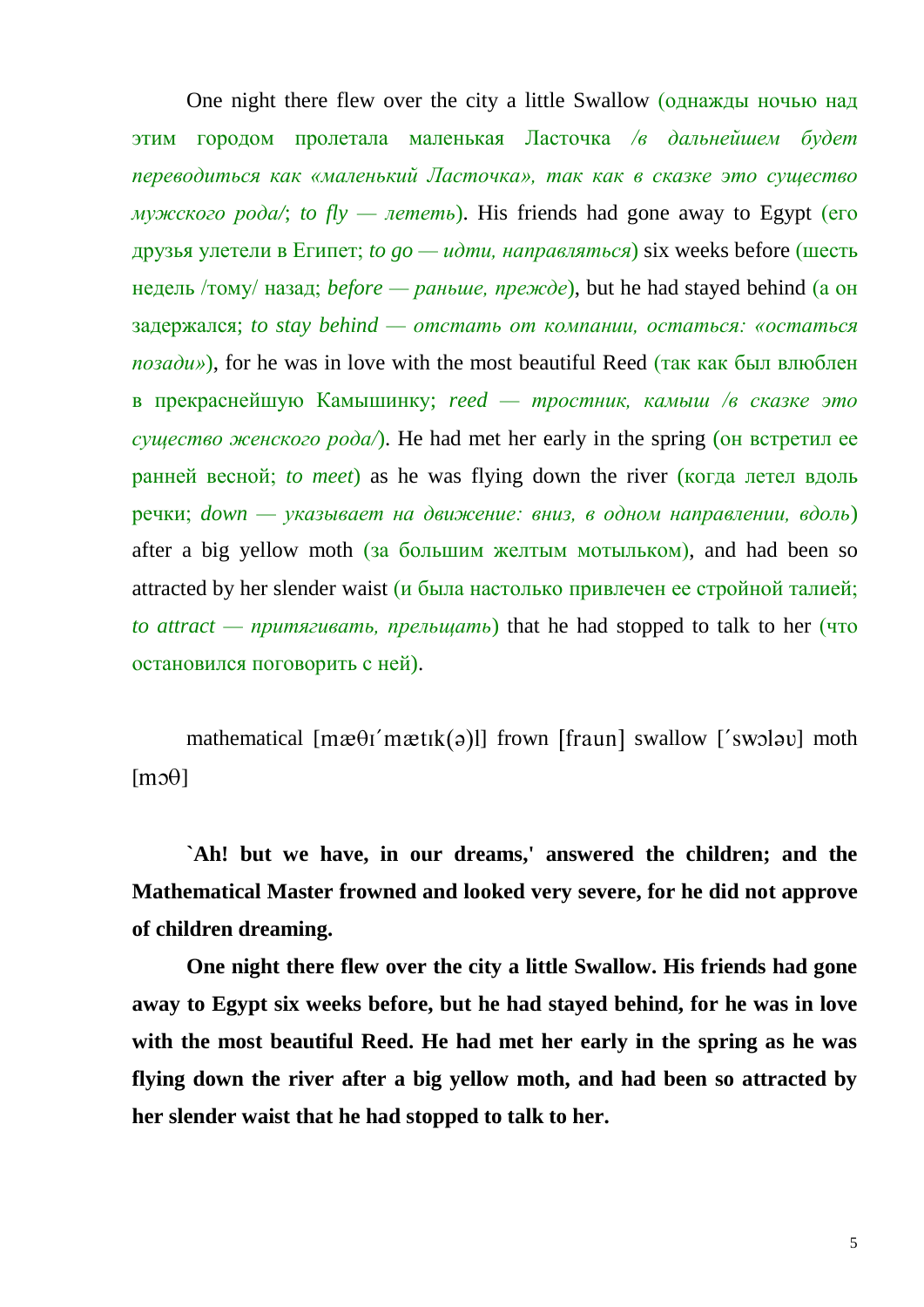One night there flew over the city a little Swallow (однажды ночью над этим городом пролетала маленькая Ласточка */в дальнейшем будет переводиться как «маленький Ласточка», так как в сказке это существо мужского рода/*; *to fly — лететь*). His friends had gone away to Egypt (его друзья улетели в Египет; *to go — идти, направляться*) six weeks before (шесть недель /тому/ назад; *before — раньше, прежде*), but he had stayed behind (а он задержался; *to stay behind — отстать от компании, остаться: «остаться позади»*), for he was in love with the most beautiful Reed (так как был влюблен в прекраснейшую Камышинку; *reed — тростник, камыш /в сказке это существо женского рода/*). He had met her early in the spring (он встретил ее ранней весной; *to meet*) as he was flying down the river (когда летел вдоль речки; *down — указывает на движение: вниз, в одном направлении, вдоль*) after a big yellow moth (за большим желтым мотыльком), and had been so attracted by her slender waist (и была настолько привлечен ее стройной талией; *to attract — притягивать, прельщать*) that he had stopped to talk to her (что остановился поговорить с ней).

mathematical [mæθɪˊmætɪk(ə)l] frown [fraun] swallow [ˊswɔləʊ] moth [mɔθ]

**`Ah! but we have, in our dreams,' answered the children; and the Mathematical Master frowned and looked very severe, for he did not approve of children dreaming.**

**One night there flew over the city a little Swallow. His friends had gone away to Egypt six weeks before, but he had stayed behind, for he was in love with the most beautiful Reed. He had met her early in the spring as he was flying down the river after a big yellow moth, and had been so attracted by her slender waist that he had stopped to talk to her.**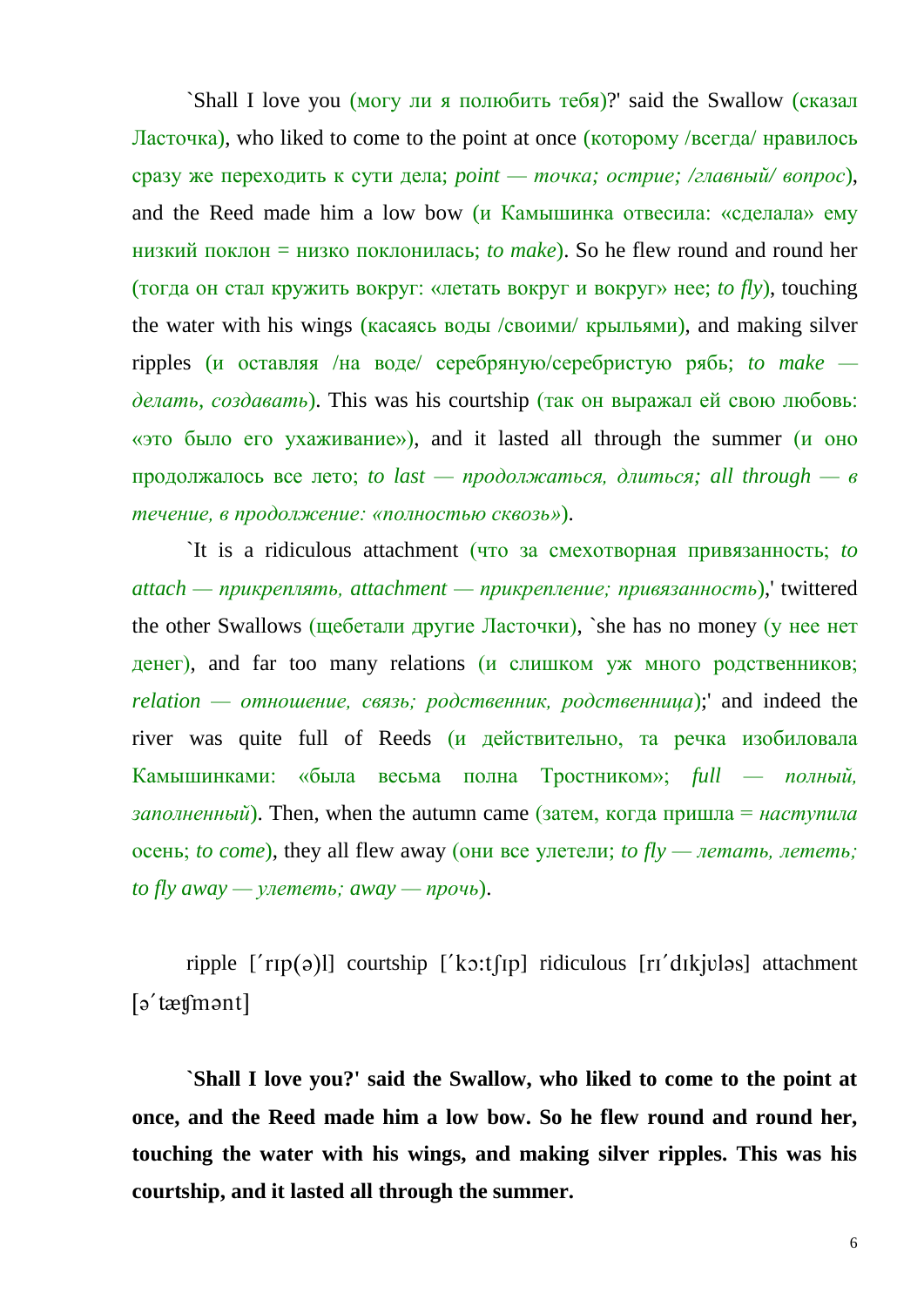`Shall I love you (могу ли я полюбить тебя)?' said the Swallow (сказал Ласточка), who liked to come to the point at once (которому /всегда/ нравилось сразу же переходить к сути дела; *point — точка; острие; /главный/ вопрос*), and the Reed made him a low bow (и Камышинка отвесила: «сделала» ему низкий поклон = низко поклонилась; *to make*). So he flew round and round her (тогда он стал кружить вокруг: «летать вокруг и вокруг» нее; *to fly*), touching the water with his wings (касаясь воды /своими/ крыльями), and making silver ripples (и оставляя /на воде/ серебряную/серебристую рябь; *to make — делать, создавать*). This was his courtship (так он выражал ей свою любовь: «это было его ухаживание»), and it lasted all through the summer (и оно продолжалось все лето; *to last — продолжаться, длиться; all through — в течение, в продолжение: «полностью сквозь»*).

`It is a ridiculous attachment (что за смехотворная привязанность; *to attach — прикреплять, attachment — прикрепление; привязанность*),' twittered the other Swallows (щебетали другие Ласточки), `she has no money (у нее нет денег), and far too many relations (и слишком уж много родственников; *relation — отношение, связь; родственник, родственница*);' and indeed the river was quite full of Reeds (и действительно, та речка изобиловала Камышинками: «была весьма полна Тростником»; *full — полный, заполненный*). Then, when the autumn came (затем, когда пришла = *наступила* осень; *to come*), they all flew away (они все улетели; *to fly — летать, лететь; to fly away — улететь; away — прочь*).

ripple [ˊrɪp(ə)l] courtship [ˊkɔ:tʃɪp] ridiculous [rɪˊdɪkjʊləs] attachment [əˊtæʧmənt]

**`Shall I love you?' said the Swallow, who liked to come to the point at once, and the Reed made him a low bow. So he flew round and round her, touching the water with his wings, and making silver ripples. This was his courtship, and it lasted all through the summer.**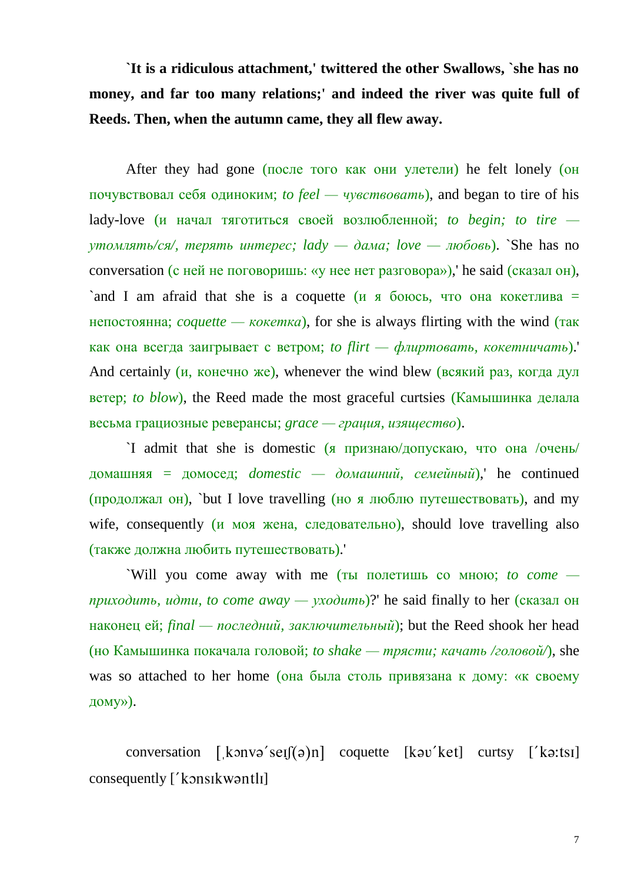**\`It is a ridiculous attachment,' twittered the other Swallows, \`she has no money, and far too many relations;' and indeed the river was quite full of Reeds. Then, when the autumn came, they all flew away.**

After they had gone (после того как они улетели) he felt lonely (он почувствовал себя одиноким; *to feel — чувствовать*), and began to tire of his lady-love (и начал тяготиться своей возлюбленной; *to begin; to tire — утомлять/ся/, терять интерес; lady — дама; love — любовь*). \`She has no conversation (с ней не поговоришь: «у нее нет разговора»),' he said (сказал он), \`and I am afraid that she is a coquette (и я боюсь, что она кокетлива = непостоянна; *coquette — кокетка*), for she is always flirting with the wind (так как она всегда заигрывает с ветром; *to flirt — флиртовать, кокетничать*).' And certainly (и, конечно же), whenever the wind blew (всякий раз, когда дул ветер; *to blow*), the Reed made the most graceful curtsies (Камышинка делала весьма грациозные реверансы; *grace — грация, изящество*).

\`I admit that she is domestic (я признаю/допускаю, что она /очень/ домашняя = домосед; *domestic — домашний, семейный*),' he continued (продолжал он), \`but I love travelling (но я люблю путешествовать), and my wife, consequently (и моя жена, следовательно), should love travelling also (также должна любить путешествовать).'

\`Will you come away with me (ты полетишь со мною; *to come — приходить, идти, to come away — уходить*)?' he said finally to her (сказал он наконец ей; *final — последний, заключительный*); but the Reed shook her head (но Камышинка покачала головой; *to shake — трясти; качать /головой/*), she was so attached to her home (она была столь привязана к дому: «к своему дому»).

conversation [ˌkɔnvəˈseɪʃ(ə)n] coquette [kəʊˈket] curtsy [ˈkə:tsɪ] consequently [ˈkɔnsɪkwəntlɪ]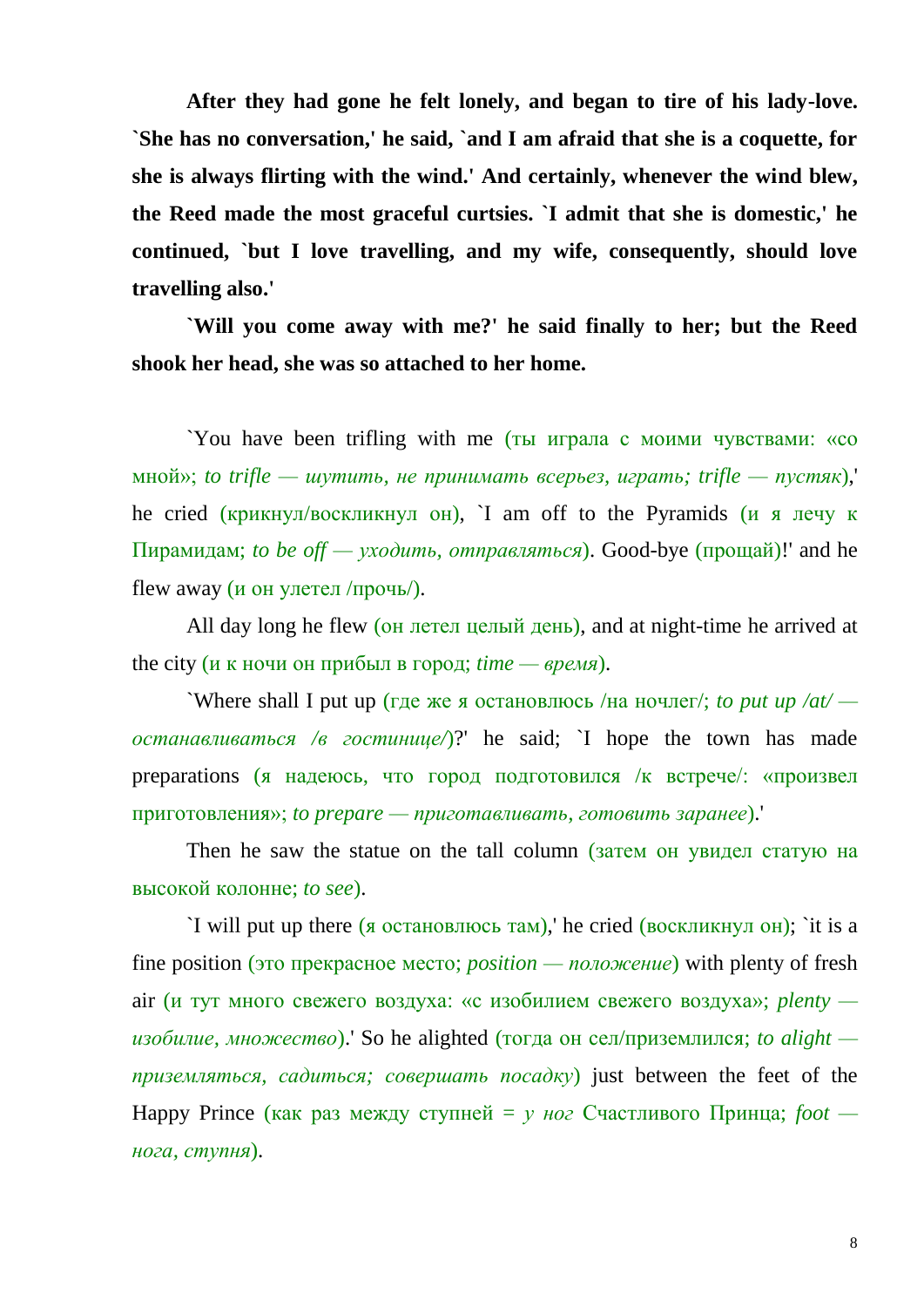**After they had gone he felt lonely, and began to tire of his lady-love. `She has no conversation,' he said, `and I am afraid that she is a coquette, for she is always flirting with the wind.' And certainly, whenever the wind blew, the Reed made the most graceful curtsies. `I admit that she is domestic,' he continued, `but I love travelling, and my wife, consequently, should love travelling also.'**

**`Will you come away with me?' he said finally to her; but the Reed shook her head, she was so attached to her home.**

`You have been trifling with me (ты играла с моими чувствами: «со мной»; *to trifle — шутить, не принимать всерьез, играть; trifle — пустяк*),' he cried (крикнул/воскликнул он), `I am off to the Pyramids (и я лечу к Пирамидам; *to be off — уходить, отправляться*). Good-bye (прощай)!' and he flew away (и он улетел /прочь/).

All day long he flew (он летел целый день), and at night-time he arrived at the city (и к ночи он прибыл в город; *time — время*).

`Where shall I put up (где же я остановлюсь /на ночлег/; *to put up /at/ — останавливаться /в гостинице/*)?' he said; `I hope the town has made preparations (я надеюсь, что город подготовился /к встрече/: «произвел приготовления»; *to prepare — приготавливать, готовить заранее*).'

Then he saw the statue on the tall column (затем он увидел статую на высокой колонне; *to see*).

`I will put up there (я остановлюсь там),' he cried (воскликнул он); `it is a fine position (это прекрасное место; *position — положение*) with plenty of fresh air (и тут много свежего воздуха: «с изобилием свежего воздуха»; *plenty — изобилие, множество*).' So he alighted (тогда он сел/приземлился; *to alight — приземляться, садиться; совершать посадку*) just between the feet of the Happy Prince (как раз между ступней = *у ног* Счастливого Принца; *foot — нога, ступня*).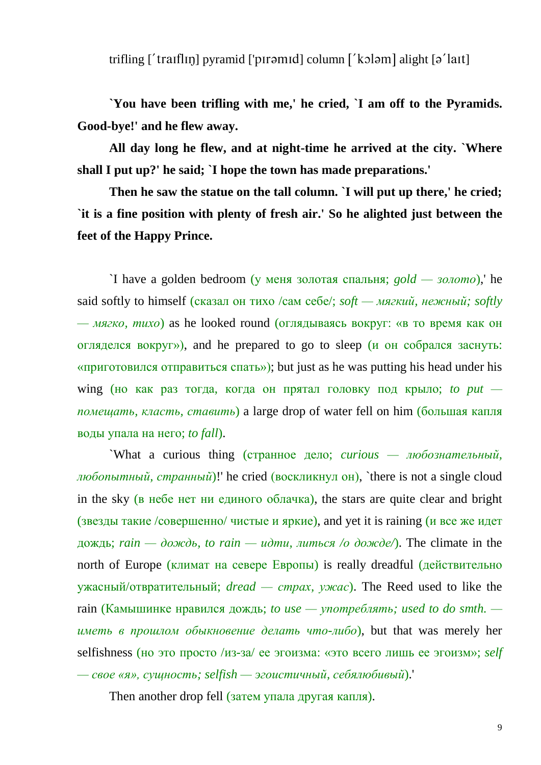trifling [ˊtraɪflɪŋ] pyramid ['pɪrəmɪd] column [ˊkɔləm] alight [əˊlaɪt]

**`You have been trifling with me,' he cried, `I am off to the Pyramids. Good-bye!' and he flew away.**

**All day long he flew, and at night-time he arrived at the city. `Where shall I put up?' he said; `I hope the town has made preparations.'**

**Then he saw the statue on the tall column. `I will put up there,' he cried; `it is a fine position with plenty of fresh air.' So he alighted just between the feet of the Happy Prince.**

`I have a golden bedroom (у меня золотая спальня; *gold — золото*),' he said softly to himself (сказал он тихо /сам себе/; *soft — мягкий, нежный; softly — мягко, тихо*) as he looked round (оглядываясь вокруг: «в то время как он огляделся вокруг»), and he prepared to go to sleep (и он собрался заснуть: «приготовился отправиться спать»); but just as he was putting his head under his wing (но как раз тогда, когда он прятал головку под крыло; *to put — помещать, класть, ставить*) a large drop of water fell on him (большая капля воды упала на него; *to fall*).

`What a curious thing (странное дело; *curious — любознательный, любопытный, странный*)!' he cried (воскликнул он), `there is not a single cloud in the sky (в небе нет ни единого облачка), the stars are quite clear and bright (звезды такие /совершенно/ чистые и яркие), and yet it is raining (и все же идет дождь; *rain — дождь, to rain — идти, литься /о дожде/*). The climate in the north of Europe (климат на севере Европы) is really dreadful (действительно ужасный/отвратительный; *dread — страх, ужас*). The Reed used to like the rain (Камышинке нравился дождь; *to use — употреблять; used to do smth. — иметь в прошлом обыкновение делать что-либо*), but that was merely her selfishness (но это просто /из-за/ ее эгоизма: «это всего лишь ее эгоизм»; *self — свое «я», сущность; selfish — эгоистичный, себялюбивый*).'

Then another drop fell (затем упала другая капля).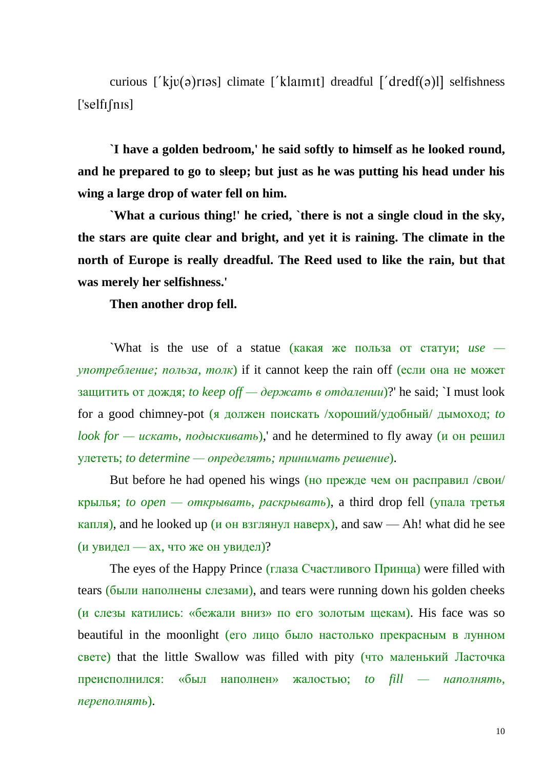curious [ˊkjʊ(ə)rɪəs] climate [ˊklaɪmɪt] dreadful [ˊdredf(ə)l] selfishness ['selfɪʃnɪs]

**`I have a golden bedroom,' he said softly to himself as he looked round, and he prepared to go to sleep; but just as he was putting his head under his wing a large drop of water fell on him.**

**`What a curious thing!' he cried, `there is not a single cloud in the sky, the stars are quite clear and bright, and yet it is raining. The climate in the north of Europe is really dreadful. The Reed used to like the rain, but that was merely her selfishness.'**

**Then another drop fell.**

`What is the use of a statue (какая же польза от статуи; *use — употребление; польза, толк*) if it cannot keep the rain off (если она не может защитить от дождя; *to keep off — держать в отдалении*)?' he said; `I must look for a good chimney-pot (я должен поискать /хороший/удобный/ дымоход; *to look for — искать, подыскивать*),' and he determined to fly away (и он решил улететь; *to determine — определять; принимать решение*).

But before he had opened his wings (но прежде чем он расправил /свои/ крылья; *to open — открывать, раскрывать*), a third drop fell (упала третья капля), and he looked up (и он взглянул наверх), and saw — Ah! what did he see (и увидел — ах, что же он увидел)?

The eyes of the Happy Prince (глаза Счастливого Принца) were filled with tears (были наполнены слезами), and tears were running down his golden cheeks (и слезы катились: «бежали вниз» по его золотым щекам). His face was so beautiful in the moonlight (его лицо было настолько прекрасным в лунном свете) that the little Swallow was filled with pity (что маленький Ласточка преисполнился: «был наполнен» жалостью; *to fill — наполнять, переполнять*).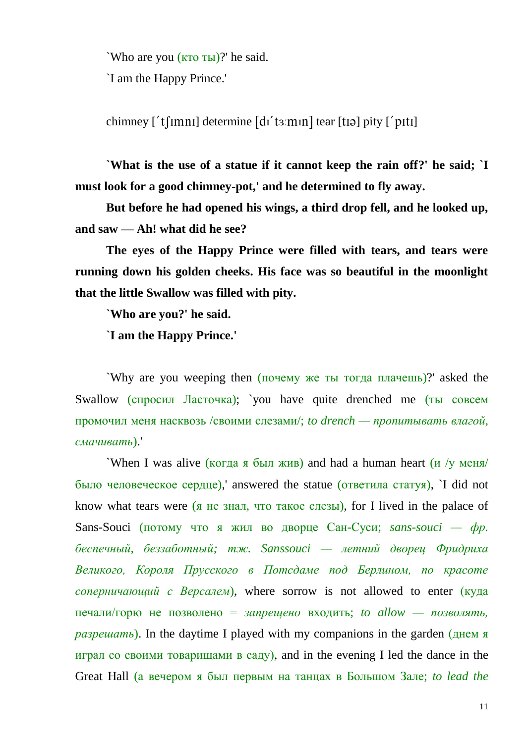`Who are you (кто ты)?' he said.

`I am the Happy Prince.'

chimney [ˈtʃɪmnɪ] determine [dɪˈtɜːmɪn] tear [tɪə] pity [ˈpɪtɪ]

**`What is the use of a statue if it cannot keep the rain off?' he said; `I must look for a good chimney-pot,' and he determined to fly away.**

**But before he had opened his wings, a third drop fell, and he looked up, and saw — Ah! what did he see?**

**The eyes of the Happy Prince were filled with tears, and tears were running down his golden cheeks. His face was so beautiful in the moonlight that the little Swallow was filled with pity.**

**`Who are you?' he said.**

**`I am the Happy Prince.'**

`Why are you weeping then (почему же ты тогда плачешь)?' asked the Swallow (спросил Ласточка); `you have quite drenched me (ты совсем промочил меня насквозь /своими слезами/; *to drench — пропитывать влагой, смачивать*).'

`When I was alive (когда я был жив) and had a human heart (и /у меня/ было человеческое сердце),' answered the statue (ответила статуя), `I did not know what tears were (я не знал, что такое слезы), for I lived in the palace of Sans-Souci (потому что я жил во дворце Сан-Суси; *sans-souci — фр. беспечный, беззаботный; тж. Sanssouci — летний дворец Фридриха Великого, Короля Прусского в Потсдаме под Берлином, по красоте соперничающий с Версалем*), where sorrow is not allowed to enter (куда печали/горю не позволено = *запрещено* входить; *to allow — позволять, разрешать*). In the daytime I played with my companions in the garden (днем я играл со своими товарищами в саду), and in the evening I led the dance in the Great Hall (а вечером я был первым на танцах в Большом Зале; *to lead the*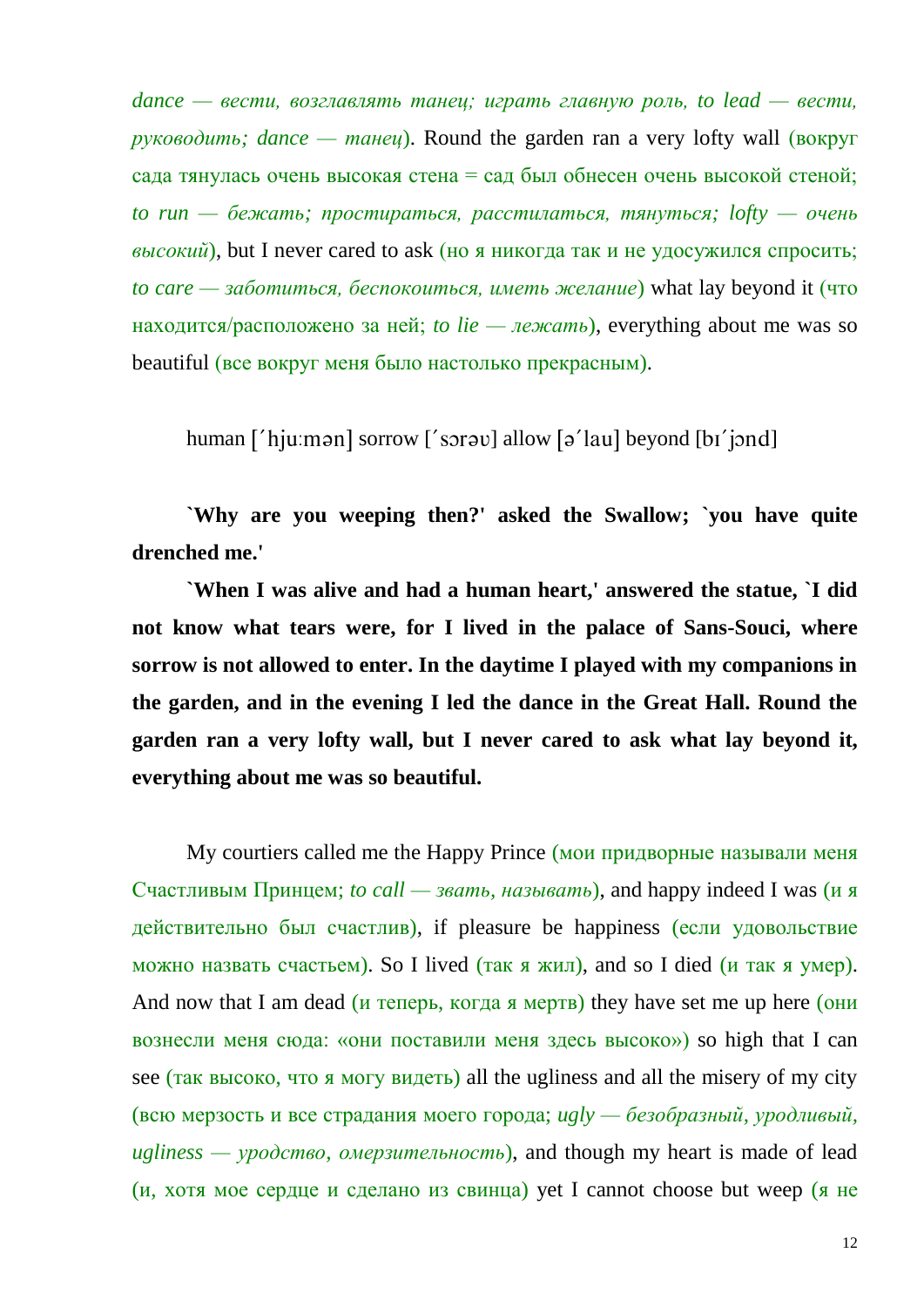*dance — вести, возглавлять танец; играть главную роль, to lead — вести, руководить; dance — танец*). Round the garden ran a very lofty wall (вокруг сада тянулась очень высокая стена = сад был обнесен очень высокой стеной; *to run — бежать; простираться, расстилаться, тянуться; lofty — очень высокий*), but I never cared to ask (но я никогда так и не удосужился спросить; *to care — заботиться, беспокоиться, иметь желание*) what lay beyond it (что находится/расположено за ней; *to lie — лежать*), everything about me was so beautiful (все вокруг меня было настолько прекрасным).

human [ˊhjuːmən] sorrow [ˊsɔrəʋ] allow [əˊlau] beyond [bɪˊjɔnd]

**`Why are you weeping then?' asked the Swallow; `you have quite drenched me.'**

**`When I was alive and had a human heart,' answered the statue, `I did not know what tears were, for I lived in the palace of Sans-Souci, where sorrow is not allowed to enter. In the daytime I played with my companions in the garden, and in the evening I led the dance in the Great Hall. Round the garden ran a very lofty wall, but I never cared to ask what lay beyond it, everything about me was so beautiful.**

My courtiers called me the Happy Prince (мои придворные называли меня Счастливым Принцем; *to call — звать, называть*), and happy indeed I was (и я действительно был счастлив), if pleasure be happiness (если удовольствие можно назвать счастьем). So I lived (так я жил), and so I died (и так я умер). And now that I am dead (и теперь, когда я мертв) they have set me up here (они вознесли меня сюда: «они поставили меня здесь высоко») so high that I can see (так высоко, что я могу видеть) all the ugliness and all the misery of my city (всю мерзость и все страдания моего города; *ugly — безобразный, уродливый, ugliness — уродство, омерзительность*), and though my heart is made of lead (и, хотя мое сердце и сделано из свинца) yet I cannot choose but weep (я не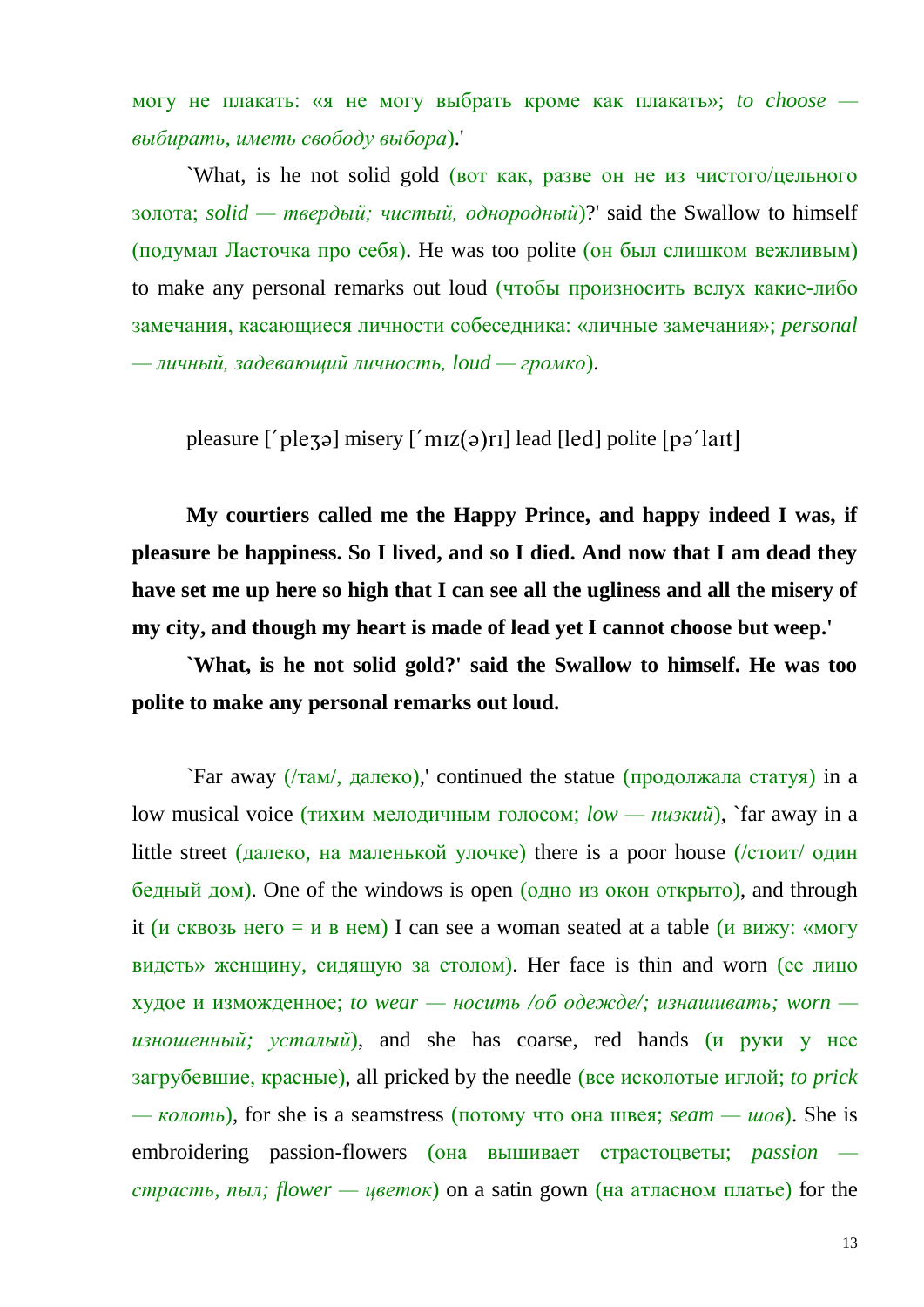могу не плакать: «я не могу выбрать кроме как плакать»; *to choose — выбирать, иметь свободу выбора*).'

`What, is he not solid gold (вот как, разве он не из чистого/цельного золота; *solid — твердый; чистый, однородный*)?' said the Swallow to himself (подумал Ласточка про себя). He was too polite (он был слишком вежливым) to make any personal remarks out loud (чтобы произносить вслух какие-либо замечания, касающиеся личности собеседника: «личные замечания»; *personal — личный, задевающий личность, loud — громко*).

pleasure [΄pleʒə] misery [΄mɪz(ə)rɪ] lead [led] polite [pə΄laɪt]

**My courtiers called me the Happy Prince, and happy indeed I was, if pleasure be happiness. So I lived, and so I died. And now that I am dead they have set me up here so high that I can see all the ugliness and all the misery of my city, and though my heart is made of lead yet I cannot choose but weep.'**

**`What, is he not solid gold?' said the Swallow to himself. He was too polite to make any personal remarks out loud.**

`Far away (/там/, далеко),' continued the statue (продолжала статуя) in a low musical voice (тихим мелодичным голосом; *low — низкий*), `far away in a little street (далеко, на маленькой улочке) there is a poor house (/стоит/ один бедный дом). One of the windows is open (одно из окон открыто), and through it (и сквозь него = и в нем) I can see a woman seated at a table (и вижу: «могу видеть» женщину, сидящую за столом). Her face is thin and worn (ее лицо худое и изможденное; *to wear — носить /об одежде/; изнашивать; worn — изношенный; усталый*), and she has coarse, red hands (и руки у нее загрубевшие, красные), all pricked by the needle (все исколотые иглой; *to prick — колоть*), for she is a seamstress (потому что она швея; *seam — шов*). She is embroidering passion-flowers (она вышивает страстоцветы; *passion — страсть, пыл; flower — цветок*) on a satin gown (на атласном платье) for the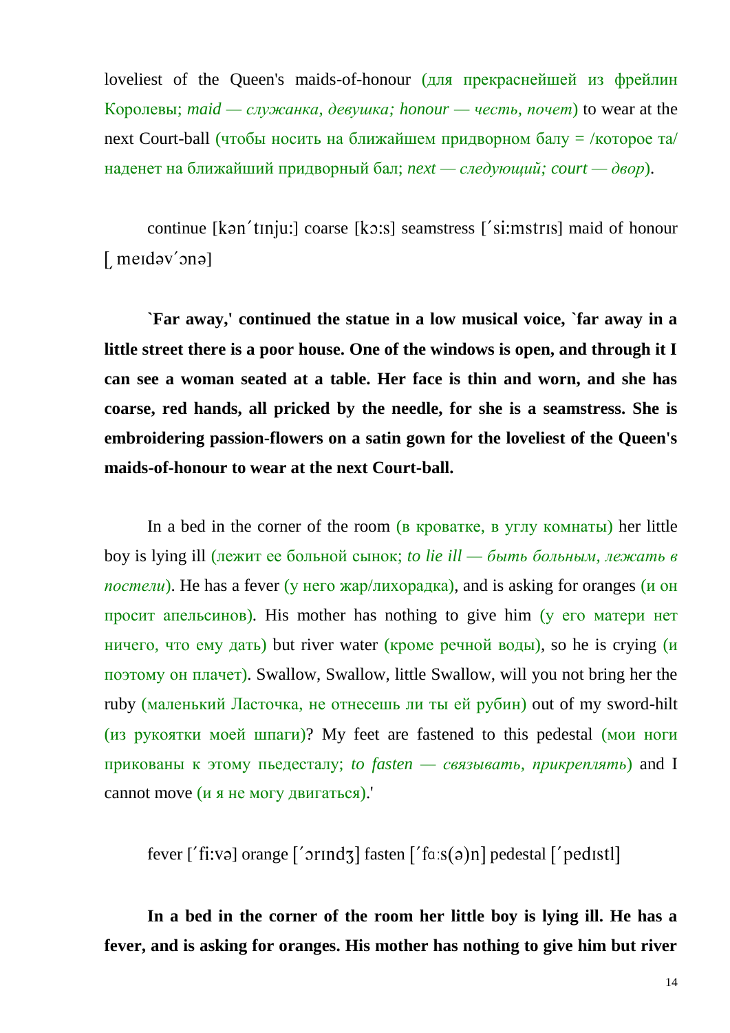loveliest of the Queen's maids-of-honour (для прекраснейшей из фрейлин Королевы; *maid — служанка, девушка; honour — честь, почет*) to wear at the next Court-ball (чтобы носить на ближайшем придворном балу = /которое та/ наденет на ближайший придворный бал; *next — следующий; court — двор*).

continue [kən´tɪnju:] coarse [kɔ:s] seamstress [´si:mstrɪs] maid of honour [ˌmeɪdəv´ɔnə]

**`Far away,' continued the statue in a low musical voice, `far away in a little street there is a poor house. One of the windows is open, and through it I can see a woman seated at a table. Her face is thin and worn, and she has coarse, red hands, all pricked by the needle, for she is a seamstress. She is embroidering passion-flowers on a satin gown for the loveliest of the Queen's maids-of-honour to wear at the next Court-ball.**

In a bed in the corner of the room (в кроватке, в углу комнаты) her little boy is lying ill (лежит ее больной сынок; *to lie ill — быть больным, лежать в постели*). He has a fever (у него жар/лихорадка), and is asking for oranges (и он просит апельсинов). His mother has nothing to give him (у его матери нет ничего, что ему дать) but river water (кроме речной воды), so he is crying (и поэтому он плачет). Swallow, Swallow, little Swallow, will you not bring her the ruby (маленький Ласточка, не отнесешь ли ты ей рубин) out of my sword-hilt (из рукоятки моей шпаги)? My feet are fastened to this pedestal (мои ноги прикованы к этому пьедесталу; *to fasten — связывать, прикреплять*) and I cannot move (и я не могу двигаться).'

fever [´fi:və] orange [´ɔrɪndʒ] fasten [´fɑ:s(ə)n] pedestal [´pedɪstl]

**In a bed in the corner of the room her little boy is lying ill. He has a fever, and is asking for oranges. His mother has nothing to give him but river**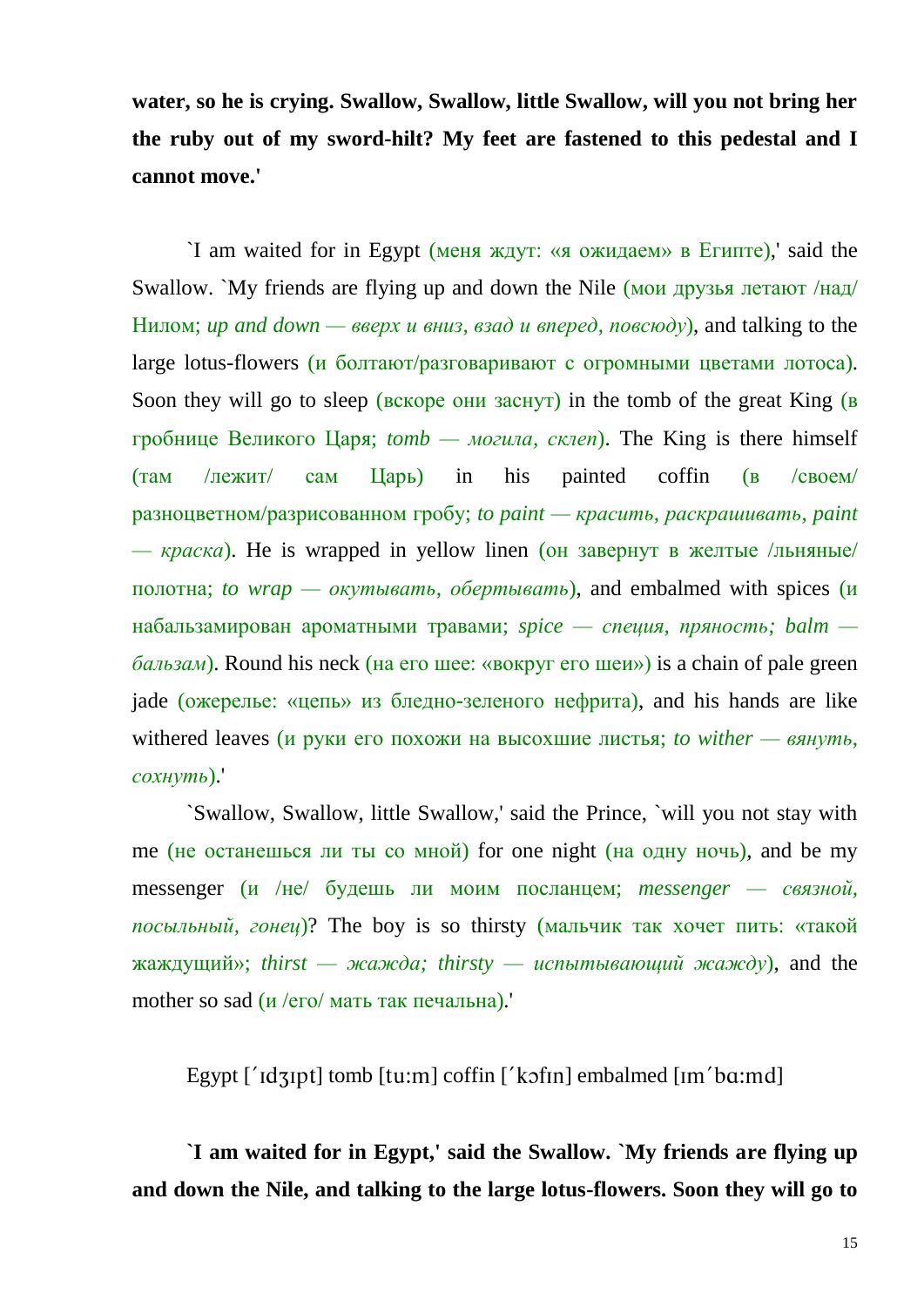**water, so he is crying. Swallow, Swallow, little Swallow, will you not bring her the ruby out of my sword-hilt? My feet are fastened to this pedestal and I cannot move.'**

`I am waited for in Egypt (меня ждут: «я ожидаем» в Египте),' said the Swallow. `My friends are flying up and down the Nile (мои друзья летают /над/ Нилом; *up and down — вверх и вниз, взад и вперед, повсюду*), and talking to the large lotus-flowers (и болтают/разговаривают с огромными цветами лотоса). Soon they will go to sleep (вскоре они заснут) in the tomb of the great King (в гробнице Великого Царя; *tomb — могила, склеп*). The King is there himself (там /лежит/ сам Царь) in his painted coffin (в /своем/ разноцветном/разрисованном гробу; *to paint — красить, раскрашивать, paint — краска*). He is wrapped in yellow linen (он завернут в желтые /льняные/ полотна; *to wrap — окутывать, обертывать*), and embalmed with spices (и набальзамирован ароматными травами; *spice — специя, пряность; balm — бальзам*). Round his neck (на его шее: «вокруг его шеи») is a chain of pale green jade (ожерелье: «цепь» из бледно-зеленого нефрита), and his hands are like withered leaves (и руки его похожи на высохшие листья; *to wither — вянуть, сохнуть*).'

`Swallow, Swallow, little Swallow,' said the Prince, `will you not stay with me (не останешься ли ты со мной) for one night (на одну ночь), and be my messenger (и /не/ будешь ли моим посланцем; *messenger — связной, посыльный, гонец*)? The boy is so thirsty (мальчик так хочет пить: «такой жаждущий»; *thirst — жажда; thirsty — испытывающий жажду*), and the mother so sad (и /его/ мать так печальна).'

Egypt [ˊɪdʒɪpt] tomb [tu:m] coffin [ˊkɔfɪn] embalmed [ɪmˊbɑ:md]

**`I am waited for in Egypt,' said the Swallow. `My friends are flying up and down the Nile, and talking to the large lotus-flowers. Soon they will go to**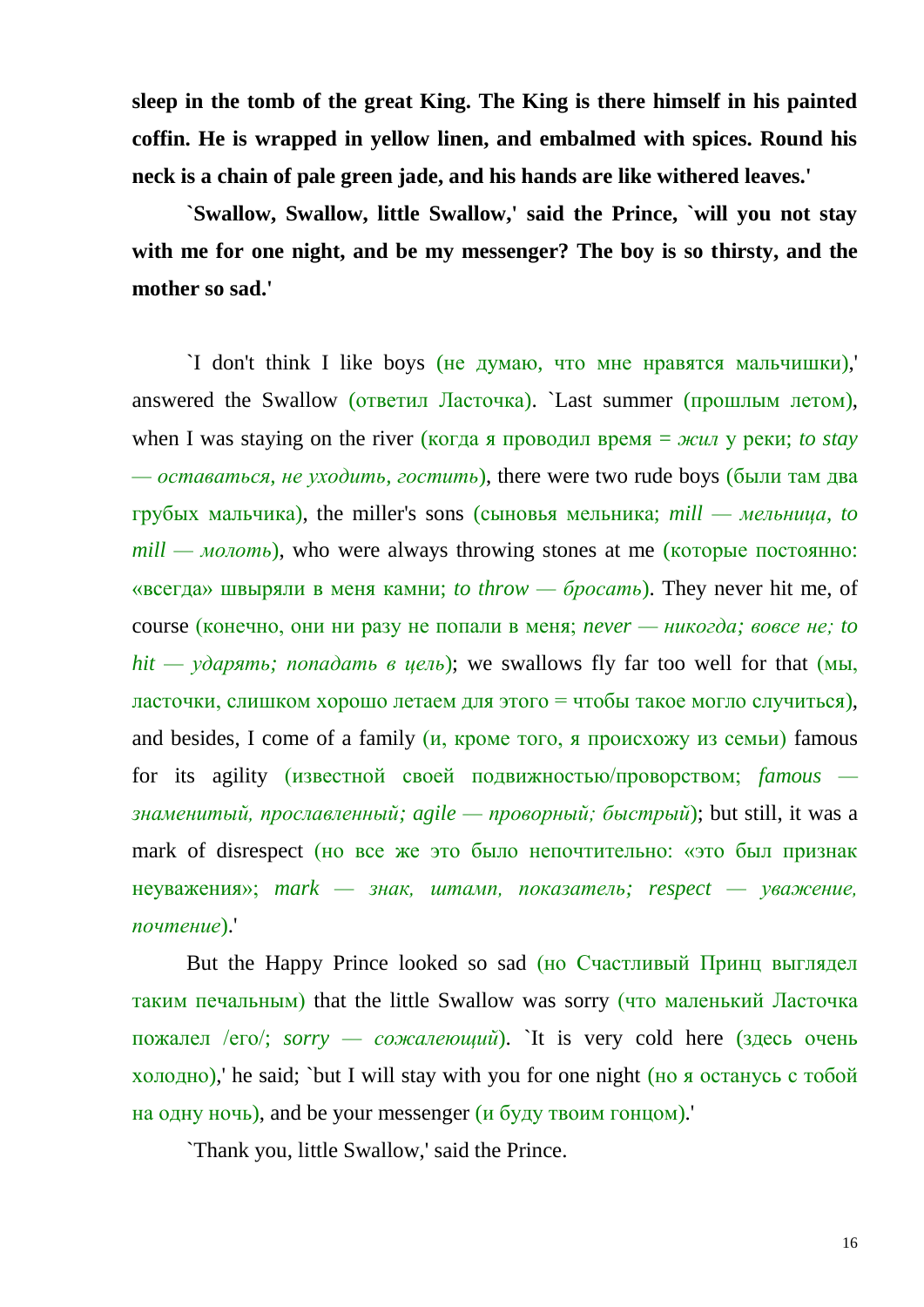**sleep in the tomb of the great King. The King is there himself in his painted coffin. He is wrapped in yellow linen, and embalmed with spices. Round his neck is a chain of pale green jade, and his hands are like withered leaves.'**

**`Swallow, Swallow, little Swallow,' said the Prince, `will you not stay with me for one night, and be my messenger? The boy is so thirsty, and the mother so sad.'**

`I don't think I like boys (не думаю, что мне нравятся мальчишки),' answered the Swallow (ответил Ласточка). `Last summer (прошлым летом), when I was staying on the river (когда я проводил время = *жил* у реки; *to stay — оставаться, не уходить, гостить*), there were two rude boys (были там два грубых мальчика), the miller's sons (сыновья мельника; *mill — мельница, to mill — молоть*), who were always throwing stones at me (которые постоянно: «всегда» швыряли в меня камни; *to throw — бросать*). They never hit me, of course (конечно, они ни разу не попали в меня; *never — никогда; вовсе не; to hit — ударять; попадать в цель*); we swallows fly far too well for that (мы, ласточки, слишком хорошо летаем для этого = чтобы такое могло случиться), and besides, I come of a family (и, кроме того, я происхожу из семьи) famous for its agility (известной своей подвижностью/проворством; *famous — знаменитый, прославленный; agile — проворный; быстрый*); but still, it was a mark of disrespect (но все же это было непочтительно: «это был признак неуважения»; *mark — знак, штамп, показатель; respect — уважение, почтение*).'

But the Happy Prince looked so sad (но Счастливый Принц выглядел таким печальным) that the little Swallow was sorry (что маленький Ласточка пожалел /его/; *sorry — сожалеющий*). `It is very cold here (здесь очень холодно),' he said; `but I will stay with you for one night (но я останусь с тобой на одну ночь), and be your messenger (и буду твоим гонцом).'

`Thank you, little Swallow,' said the Prince.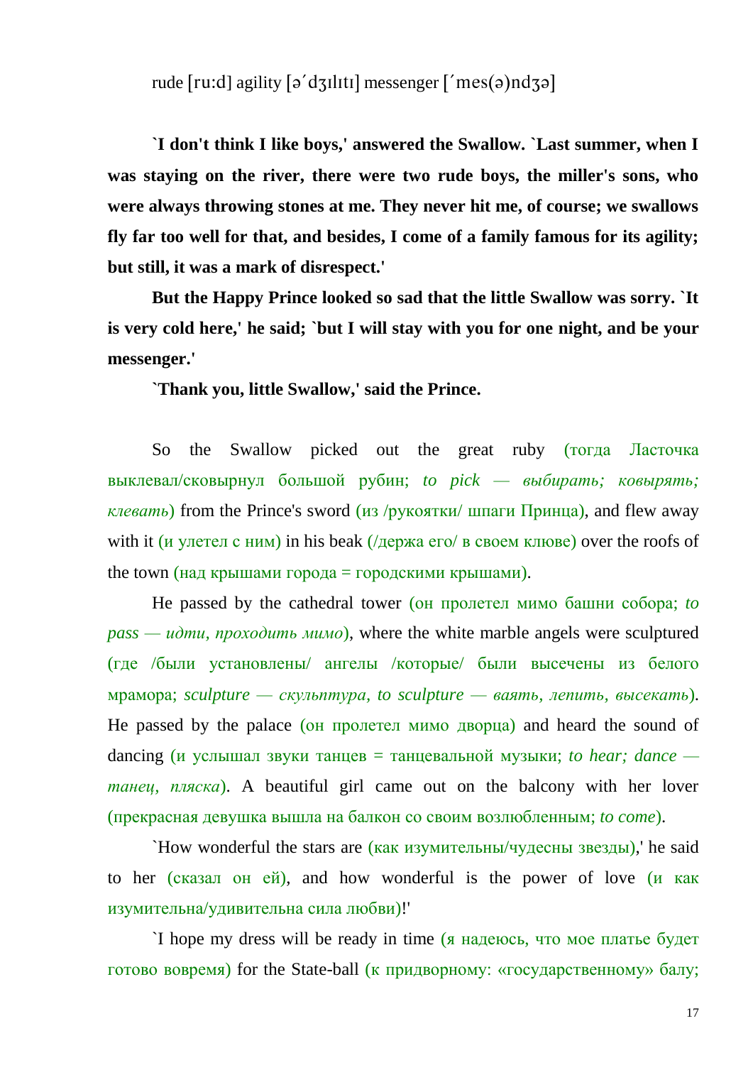rude [ru:d] agility [ə´dʒɪlɪtɪ] messenger [´mes(ə)ndʒə]

**`I don't think I like boys,' answered the Swallow. `Last summer, when I was staying on the river, there were two rude boys, the miller's sons, who were always throwing stones at me. They never hit me, of course; we swallows fly far too well for that, and besides, I come of a family famous for its agility; but still, it was a mark of disrespect.'**

**But the Happy Prince looked so sad that the little Swallow was sorry. `It is very cold here,' he said; `but I will stay with you for one night, and be your messenger.'**

**`Thank you, little Swallow,' said the Prince.**

So the Swallow picked out the great ruby (тогда Ласточка выклевал/сковырнул большой рубин; *to pick — выбирать; ковырять; клевать*) from the Prince's sword (из /рукоятки/ шпаги Принца), and flew away with it (и улетел с ним) in his beak (/держа его/ в своем клюве) over the roofs of the town (над крышами города = городскими крышами).

He passed by the cathedral tower (он пролетел мимо башни собора; *to pass — идти, проходить мимо*), where the white marble angels were sculptured (где /были установлены/ ангелы /которые/ были высечены из белого мрамора; *sculpture — скульптура, to sculpture — ваять, лепить, высекать*). He passed by the palace (он пролетел мимо дворца) and heard the sound of dancing (и услышал звуки танцев = танцевальной музыки; *to hear; dance — танец, пляска*). A beautiful girl came out on the balcony with her lover (прекрасная девушка вышла на балкон со своим возлюбленным; *to come*).

`How wonderful the stars are (как изумительны/чудесны звезды),' he said to her (сказал он ей), and how wonderful is the power of love (и как изумительна/удивительна сила любви)!'

`I hope my dress will be ready in time (я надеюсь, что мое платье будет готово вовремя) for the State-ball (к придворному: «государственному» балу;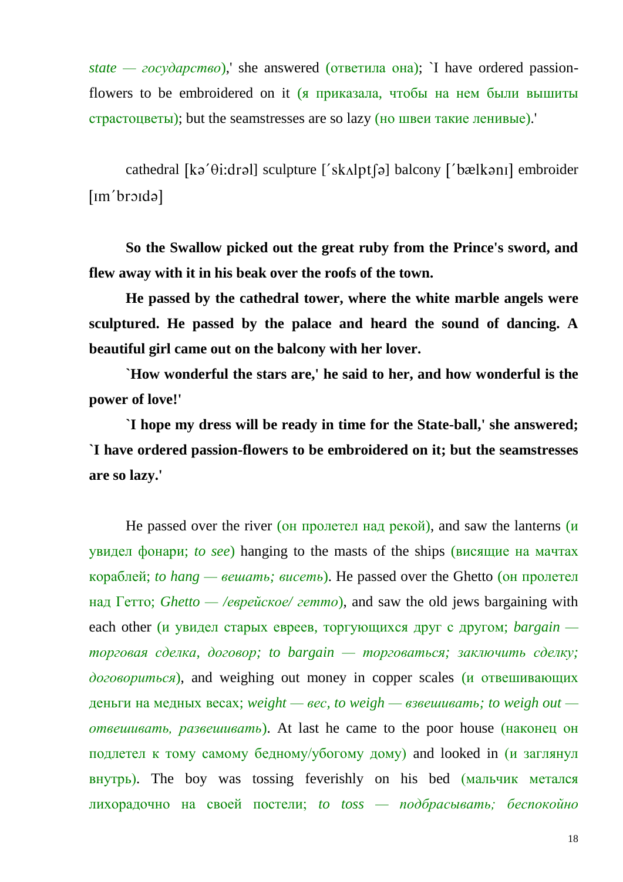*state — государство*),' she answered (ответила она); `I have ordered passion-flowers to be embroidered on it (я приказала, чтобы на нем были вышиты страстоцветы); but the seamstresses are so lazy (но швеи такие ленивые).'

cathedral [kə´θi:drəl] sculpture [´skʌlptʃə] balcony [´bælkənı] embroider [ım´brɔıdə]

**So the Swallow picked out the great ruby from the Prince's sword, and flew away with it in his beak over the roofs of the town.**

**He passed by the cathedral tower, where the white marble angels were sculptured. He passed by the palace and heard the sound of dancing. A beautiful girl came out on the balcony with her lover.**

**`How wonderful the stars are,' he said to her, and how wonderful is the power of love!'**

**`I hope my dress will be ready in time for the State-ball,' she answered; `I have ordered passion-flowers to be embroidered on it; but the seamstresses are so lazy.'**

He passed over the river (он пролетел над рекой), and saw the lanterns (и увидел фонари; *to see*) hanging to the masts of the ships (висящие на мачтах кораблей; *to hang — вешать; висеть*). He passed over the Ghetto (он пролетел над Гетто; *Ghetto — /еврейское/ гетто*), and saw the old jews bargaining with each other (и увидел старых евреев, торгующихся друг с другом; *bargain — торговая сделка, договор; to bargain — торговаться; заключить сделку; договориться*), and weighing out money in copper scales (и отвешивающих деньги на медных весах; *weight — вес, to weigh — взвешивать; to weigh out — отвешивать, развешивать*). At last he came to the poor house (наконец он подлетел к тому самому бедному/убогому дому) and looked in (и заглянул внутрь). The boy was tossing feverishly on his bed (мальчик метался лихорадочно на своей постели; *to toss — подбрасывать; беспокойно*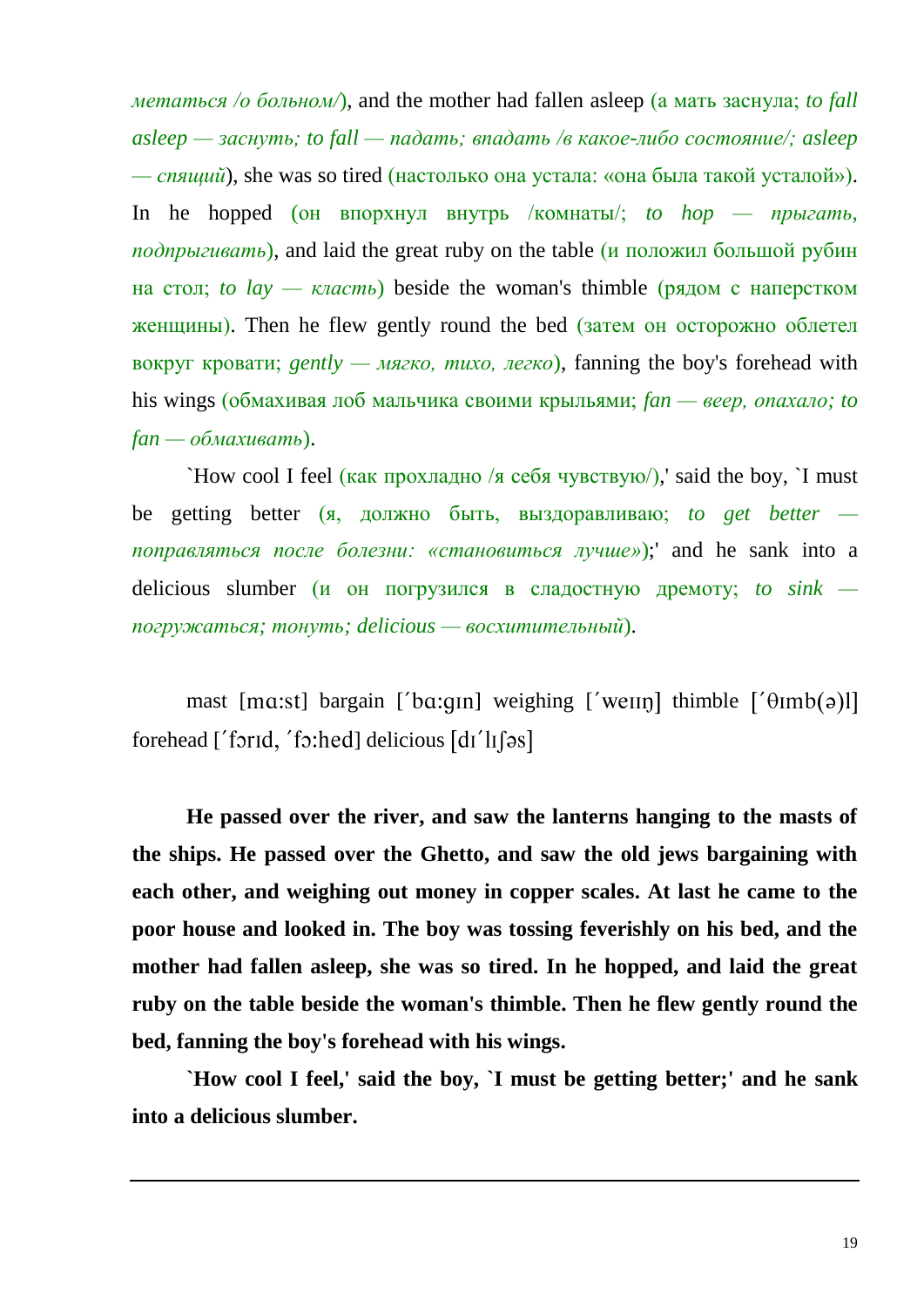*метаться /о больном/*), and the mother had fallen asleep (а мать заснула; *to fall asleep — заснуть; to fall — падать; впадать /в какое-либо состояние/; asleep — спящий*), she was so tired (настолько она устала: «она была такой усталой»). In he hopped (он впорхнул внутрь /комнаты/; *to hop — прыгать, подпрыгивать*), and laid the great ruby on the table (и положил большой рубин на стол; *to lay — класть*) beside the woman's thimble (рядом с наперстком женщины). Then he flew gently round the bed (затем он осторожно облетел вокруг кровати; *gently — мягко, тихо, легко*), fanning the boy's forehead with his wings (обмахивая лоб мальчика своими крыльями; *fan — веер, опахало; to fan — обмахивать*).

`How cool I feel (как прохладно /я себя чувствую/),' said the boy, `I must be getting better (я, должно быть, выздоравливаю; *to get better — поправляться после болезни: «становиться лучше»*);' and he sank into a delicious slumber (и он погрузился в сладостную дремоту; *to sink — погружаться; тонуть; delicious — восхитительный*).

mast [mɑ:st] bargain [ˈbɑ:gɪn] weighing [ˈweɪɪŋ] thimble [ˈθɪmb(ə)l] forehead [ˈfɔrɪd, ˈfɔ:hed] delicious [dɪˈlɪʃəs]

**He passed over the river, and saw the lanterns hanging to the masts of the ships. He passed over the Ghetto, and saw the old jews bargaining with each other, and weighing out money in copper scales. At last he came to the poor house and looked in. The boy was tossing feverishly on his bed, and the mother had fallen asleep, she was so tired. In he hopped, and laid the great ruby on the table beside the woman's thimble. Then he flew gently round the bed, fanning the boy's forehead with his wings.**

**`How cool I feel,' said the boy, `I must be getting better;' and he sank into a delicious slumber.**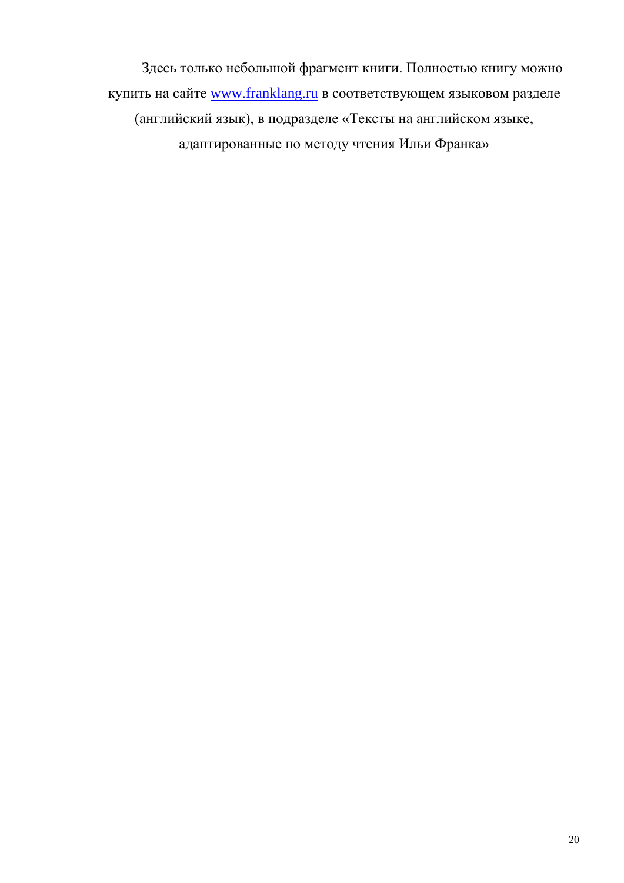Здесь только небольшой фрагмент книги. Полностью книгу можно купить на сайте [www.franklang.ru](http://www.franklang.ru) в соответствующем языковом разделе (английский язык), в подразделе «Тексты на английском языке, адаптированные по методу чтения Ильи Франка»